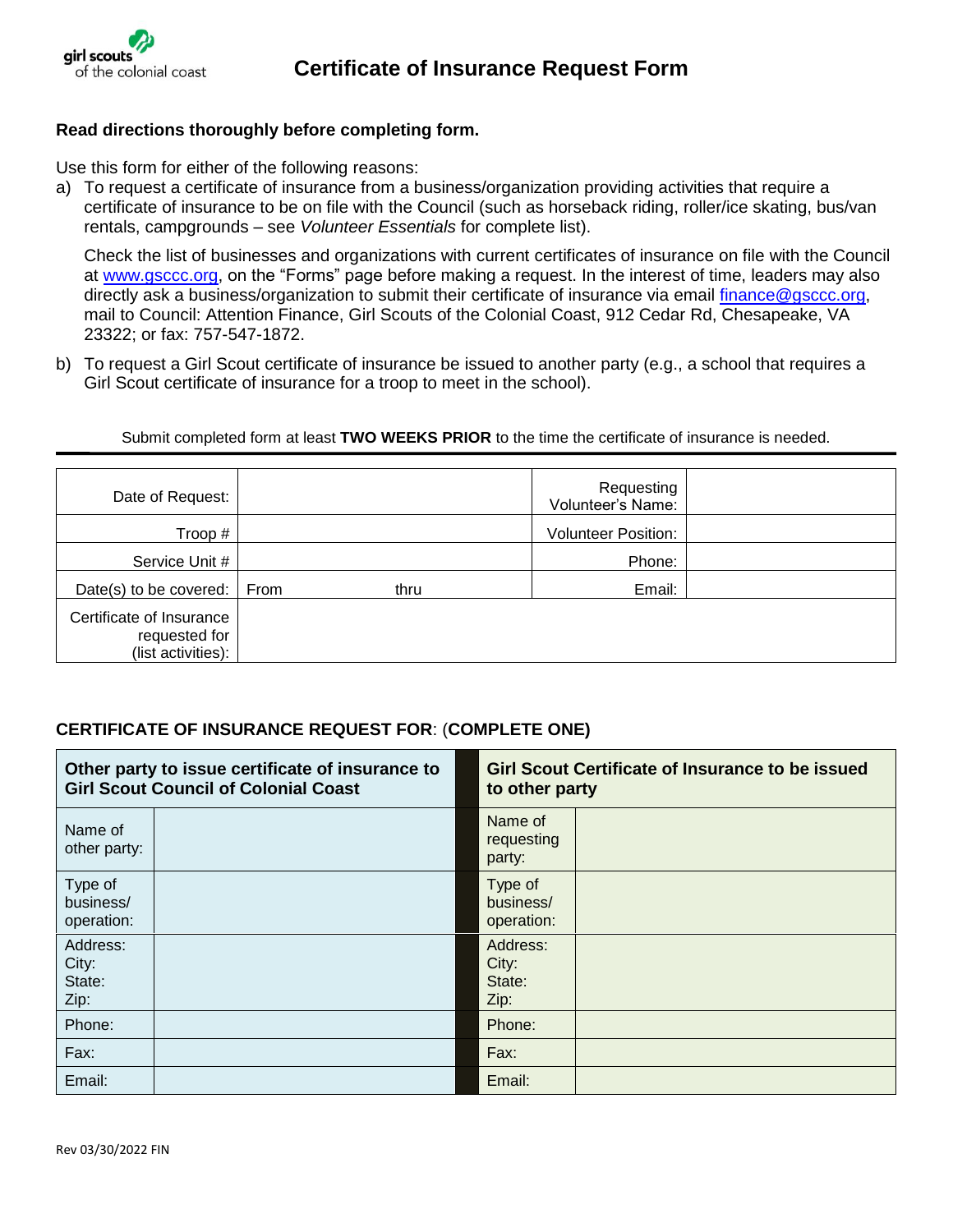girl scouts of the colonial coast

# Certificate of Insurance Request Form

**Read directions thoroughly before completing form.**

Use this form for either of the following reasons:

a) To request a certificate of insurance from a business/organization providing activities that require a certificate of insurance to be on file with the Council (such as horseback riding, roller/ice skating, bus/van rentals, campgrounds – see *Volunteer Essentials* for complete list).

   Check the list of businesses and organizations with current certificates of insurance on file with the Council at www.gsccc.org, on the "Forms" page before making a request. In the interest of time, leaders may also directly ask a business/organization to submit their certificate of insurance via email finance@gsccc.org, mail to Council: Attention Finance, Girl Scouts of the Colonial Coast, 912 Cedar Rd, Chesapeake, VA 23322; or fax: 757-547-1872.

b) To request a Girl Scout certificate of insurance be issued to another party (e.g., a school that requires a Girl Scout certificate of insurance for a troop to meet in the school).

Submit completed form at least **TWO WEEKS PRIOR** to the time the certificate of insurance is needed.

| | | | |
|---|---|---|---|
| Date of Request: | | Requesting Volunteer's Name: | |
| Troop # | | Volunteer Position: | |
| Service Unit # | | Phone: | |
| Date(s) to be covered: | From thru | Email: | |
| Certificate of Insurance requested for (list activities): | | | |

**CERTIFICATE OF INSURANCE REQUEST FOR**: (**COMPLETE ONE)**

| **Other party to issue certificate of insurance to Girl Scout Council of Colonial Coast** | | **Girl Scout Certificate of Insurance to be issued to other party** | |
|---|---|---|---|
| Name of other party: | | Name of requesting party: | |
| Type of business/ operation: | | Type of business/ operation: | |
| Address: City: State: Zip: | | Address: City: State: Zip: | |
| Phone: | | Phone: | |
| Fax: | | Fax: | |
| Email: | | Email: | |

Rev 03/30/2022 FIN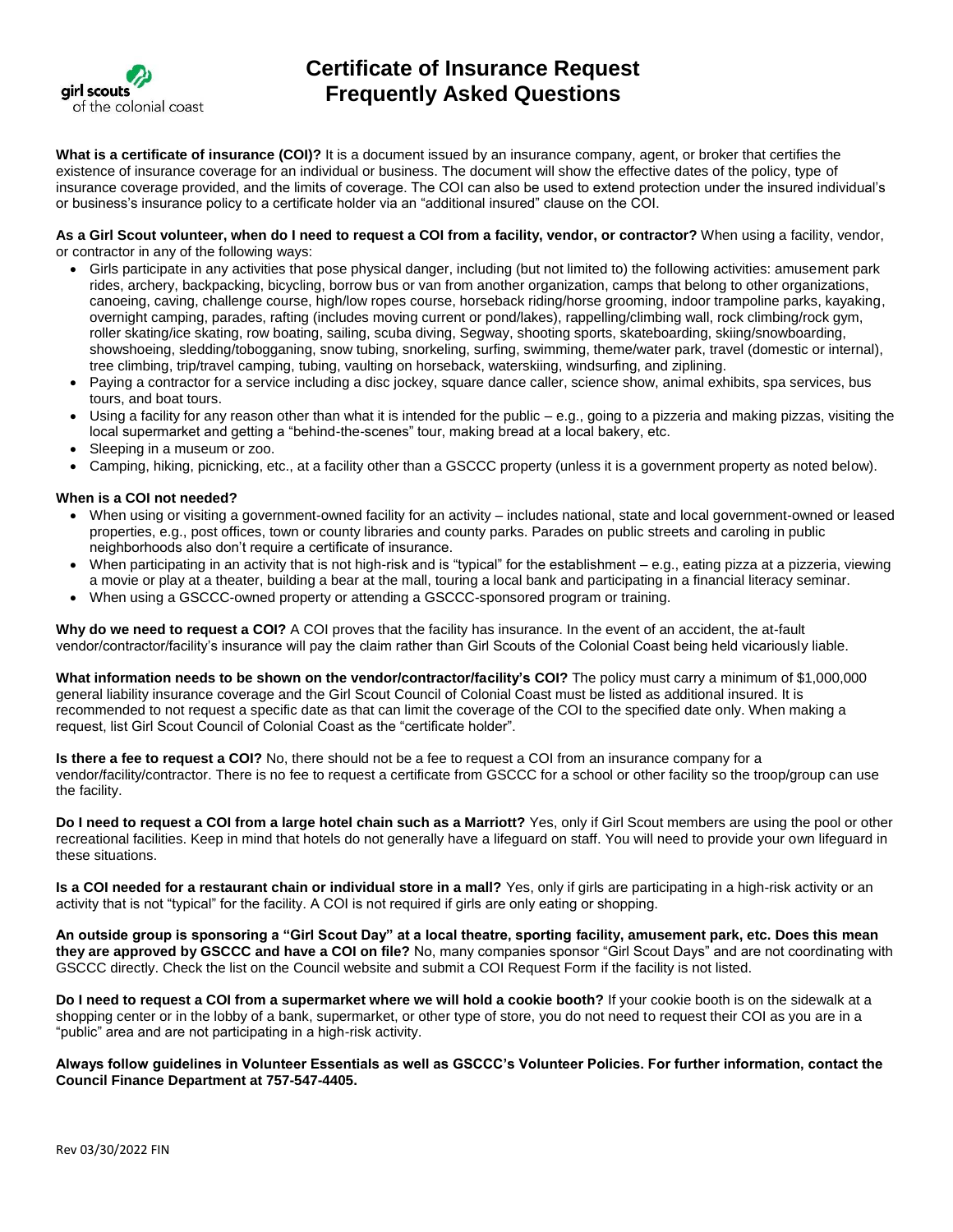girl scouts of the colonial coast

# Certificate of Insurance Request Frequently Asked Questions

**What is a certificate of insurance (COI)?** It is a document issued by an insurance company, agent, or broker that certifies the existence of insurance coverage for an individual or business. The document will show the effective dates of the policy, type of insurance coverage provided, and the limits of coverage. The COI can also be used to extend protection under the insured individual's or business's insurance policy to a certificate holder via an "additional insured" clause on the COI.

**As a Girl Scout volunteer, when do I need to request a COI from a facility, vendor, or contractor?** When using a facility, vendor, or contractor in any of the following ways:

- Girls participate in any activities that pose physical danger, including (but not limited to) the following activities: amusement park rides, archery, backpacking, bicycling, borrow bus or van from another organization, camps that belong to other organizations, canoeing, caving, challenge course, high/low ropes course, horseback riding/horse grooming, indoor trampoline parks, kayaking, overnight camping, parades, rafting (includes moving current or pond/lakes), rappelling/climbing wall, rock climbing/rock gym, roller skating/ice skating, row boating, sailing, scuba diving, Segway, shooting sports, skateboarding, skiing/snowboarding, showshoeing, sledding/tobogganing, snow tubing, snorkeling, surfing, swimming, theme/water park, travel (domestic or internal), tree climbing, trip/travel camping, tubing, vaulting on horseback, waterskiing, windsurfing, and ziplining.
- Paying a contractor for a service including a disc jockey, square dance caller, science show, animal exhibits, spa services, bus tours, and boat tours.
- Using a facility for any reason other than what it is intended for the public – e.g., going to a pizzeria and making pizzas, visiting the local supermarket and getting a "behind-the-scenes" tour, making bread at a local bakery, etc.
- Sleeping in a museum or zoo.
- Camping, hiking, picnicking, etc., at a facility other than a GSCCC property (unless it is a government property as noted below).

**When is a COI not needed?**

- When using or visiting a government-owned facility for an activity – includes national, state and local government-owned or leased properties, e.g., post offices, town or county libraries and county parks. Parades on public streets and caroling in public neighborhoods also don't require a certificate of insurance.
- When participating in an activity that is not high-risk and is "typical" for the establishment – e.g., eating pizza at a pizzeria, viewing a movie or play at a theater, building a bear at the mall, touring a local bank and participating in a financial literacy seminar.
- When using a GSCCC-owned property or attending a GSCCC-sponsored program or training.

**Why do we need to request a COI?** A COI proves that the facility has insurance. In the event of an accident, the at-fault vendor/contractor/facility's insurance will pay the claim rather than Girl Scouts of the Colonial Coast being held vicariously liable.

**What information needs to be shown on the vendor/contractor/facility's COI?** The policy must carry a minimum of $1,000,000 general liability insurance coverage and the Girl Scout Council of Colonial Coast must be listed as additional insured. It is recommended to not request a specific date as that can limit the coverage of the COI to the specified date only. When making a request, list Girl Scout Council of Colonial Coast as the "certificate holder".

**Is there a fee to request a COI?** No, there should not be a fee to request a COI from an insurance company for a vendor/facility/contractor. There is no fee to request a certificate from GSCCC for a school or other facility so the troop/group can use the facility.

**Do I need to request a COI from a large hotel chain such as a Marriott?** Yes, only if Girl Scout members are using the pool or other recreational facilities. Keep in mind that hotels do not generally have a lifeguard on staff. You will need to provide your own lifeguard in these situations.

**Is a COI needed for a restaurant chain or individual store in a mall?** Yes, only if girls are participating in a high-risk activity or an activity that is not "typical" for the facility. A COI is not required if girls are only eating or shopping.

**An outside group is sponsoring a "Girl Scout Day" at a local theatre, sporting facility, amusement park, etc. Does this mean they are approved by GSCCC and have a COI on file?** No, many companies sponsor "Girl Scout Days" and are not coordinating with GSCCC directly. Check the list on the Council website and submit a COI Request Form if the facility is not listed.

**Do I need to request a COI from a supermarket where we will hold a cookie booth?** If your cookie booth is on the sidewalk at a shopping center or in the lobby of a bank, supermarket, or other type of store, you do not need to request their COI as you are in a "public" area and are not participating in a high-risk activity.

**Always follow guidelines in Volunteer Essentials as well as GSCCC's Volunteer Policies. For further information, contact the Council Finance Department at 757-547-4405.**

Rev 03/30/2022 FIN